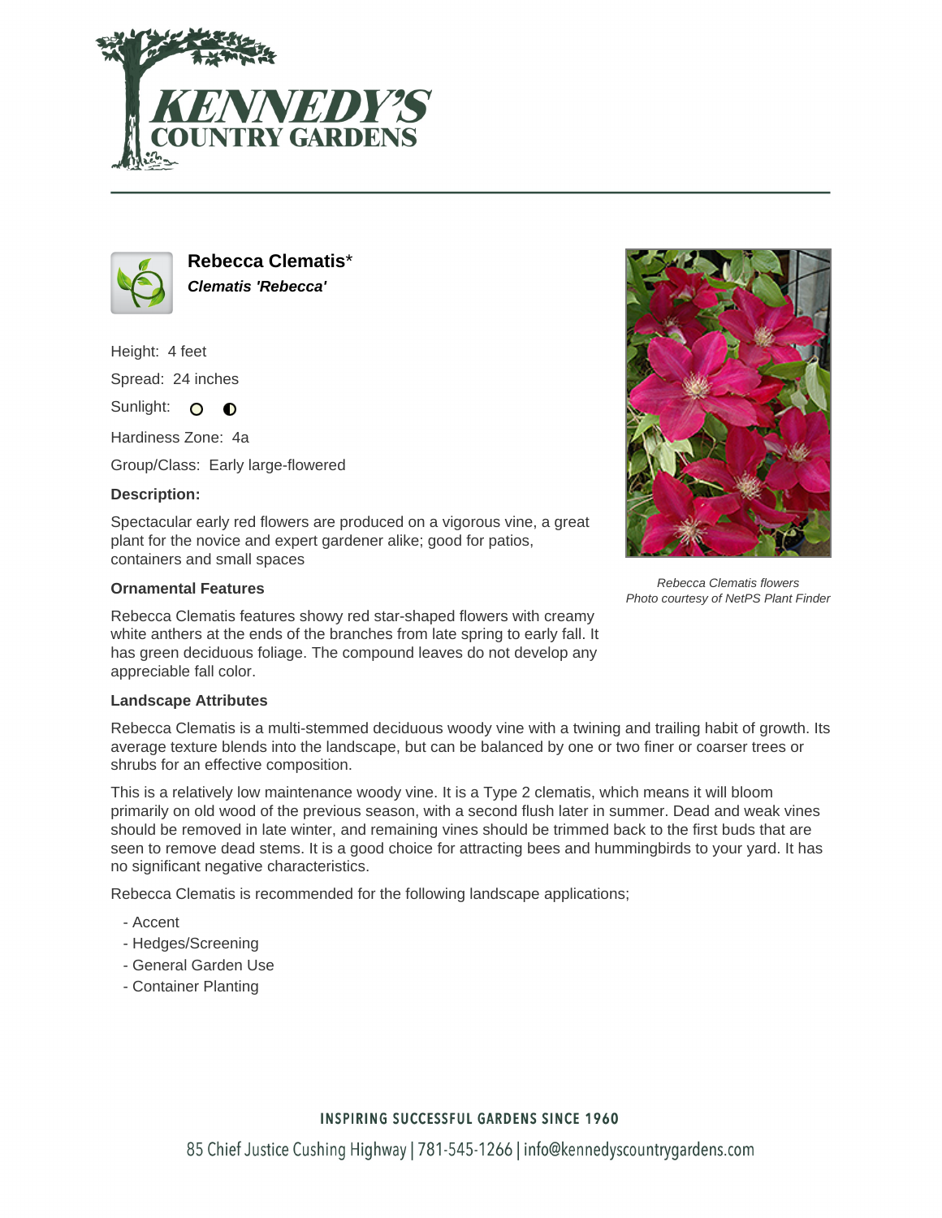# Rebecca Clematis*

***Clematis 'Rebecca'***

Height: 4 feet

Spread: 24 inches

Sunlight:

Hardiness Zone: 4a

Group/Class: Early large-flowered

### Description:

Spectacular early red flowers are produced on a vigorous vine, a great plant for the novice and expert gardener alike; good for patios, containers and small spaces

Rebecca Clematis flowers
Photo courtesy of NetPS Plant Finder

### Ornamental Features

Rebecca Clematis features showy red star-shaped flowers with creamy white anthers at the ends of the branches from late spring to early fall. It has green deciduous foliage. The compound leaves do not develop any appreciable fall color.

### Landscape Attributes

Rebecca Clematis is a multi-stemmed deciduous woody vine with a twining and trailing habit of growth. Its average texture blends into the landscape, but can be balanced by one or two finer or coarser trees or shrubs for an effective composition.

This is a relatively low maintenance woody vine. It is a Type 2 clematis, which means it will bloom primarily on old wood of the previous season, with a second flush later in summer. Dead and weak vines should be removed in late winter, and remaining vines should be trimmed back to the first buds that are seen to remove dead stems. It is a good choice for attracting bees and hummingbirds to your yard. It has no significant negative characteristics.

Rebecca Clematis is recommended for the following landscape applications;

- Accent
- Hedges/Screening
- General Garden Use
- Container Planting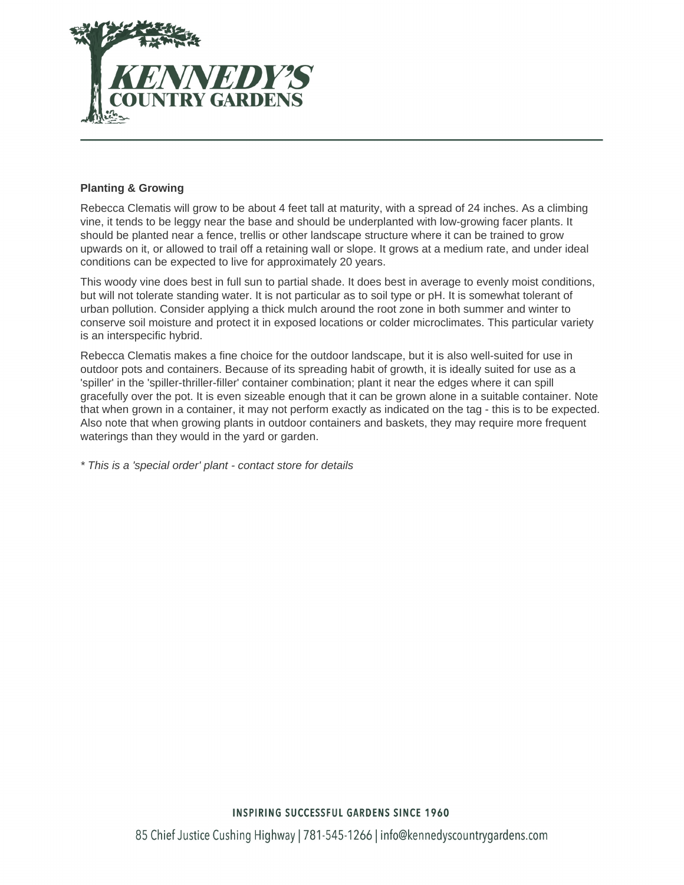**Planting & Growing**

Rebecca Clematis will grow to be about 4 feet tall at maturity, with a spread of 24 inches. As a climbing vine, it tends to be leggy near the base and should be underplanted with low-growing facer plants. It should be planted near a fence, trellis or other landscape structure where it can be trained to grow upwards on it, or allowed to trail off a retaining wall or slope. It grows at a medium rate, and under ideal conditions can be expected to live for approximately 20 years.

This woody vine does best in full sun to partial shade. It does best in average to evenly moist conditions, but will not tolerate standing water. It is not particular as to soil type or pH. It is somewhat tolerant of urban pollution. Consider applying a thick mulch around the root zone in both summer and winter to conserve soil moisture and protect it in exposed locations or colder microclimates. This particular variety is an interspecific hybrid.

Rebecca Clematis makes a fine choice for the outdoor landscape, but it is also well-suited for use in outdoor pots and containers. Because of its spreading habit of growth, it is ideally suited for use as a 'spiller' in the 'spiller-thriller-filler' container combination; plant it near the edges where it can spill gracefully over the pot. It is even sizeable enough that it can be grown alone in a suitable container. Note that when grown in a container, it may not perform exactly as indicated on the tag - this is to be expected. Also note that when growing plants in outdoor containers and baskets, they may require more frequent waterings than they would in the yard or garden.

*\* This is a 'special order' plant - contact store for details*